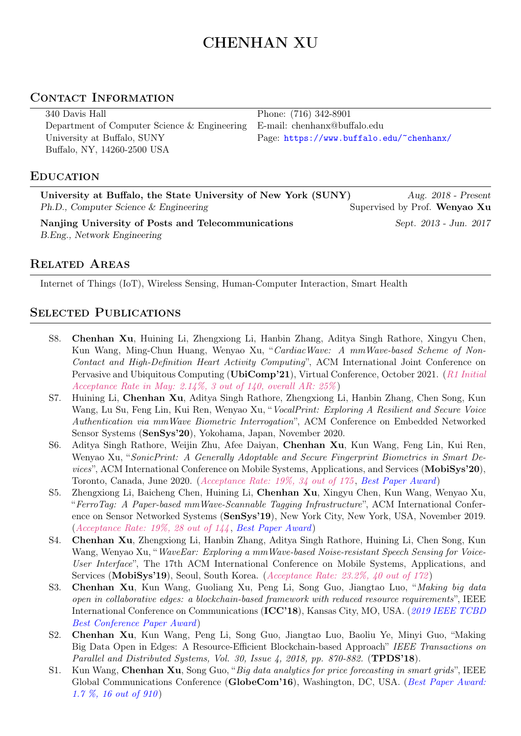# CHENHAN XU

## Contact Information

340 Davis Hall
Department of Computer Science & Engineering
University at Buffalo, SUNY
Buffalo, NY, 14260-2500 USA

Phone: (716) 342-8901
E-mail: chenhanx@buffalo.edu
Page: https://www.buffalo.edu/~chenhanx/

## Education

**University at Buffalo, the State University of New York (SUNY)** — *Aug. 2018 - Present*
*Ph.D., Computer Science & Engineering* — Supervised by Prof. **Wenyao Xu**

**Nanjing University of Posts and Telecommunications** — *Sept. 2013 - Jun. 2017*
*B.Eng., Network Engineering*

## Related Areas

Internet of Things (IoT), Wireless Sensing, Human-Computer Interaction, Smart Health

## Selected Publications

S8. **Chenhan Xu**, Huining Li, Zhengxiong Li, Hanbin Zhang, Aditya Singh Rathore, Xingyu Chen, Kun Wang, Ming-Chun Huang, Wenyao Xu, "*CardiacWave: A mmWave-based Scheme of Non-Contact and High-Definition Heart Activity Computing*", ACM International Joint Conference on Pervasive and Ubiquitous Computing (**UbiComp'21**), Virtual Conference, October 2021. (*R1 Initial Acceptance Rate in May: 2.14%, 3 out of 140, overall AR: 25%*)

S7. Huining Li, **Chenhan Xu**, Aditya Singh Rathore, Zhengxiong Li, Hanbin Zhang, Chen Song, Kun Wang, Lu Su, Feng Lin, Kui Ren, Wenyao Xu, "*VocalPrint: Exploring A Resilient and Secure Voice Authentication via mmWave Biometric Interrogation*", ACM Conference on Embedded Networked Sensor Systems (**SenSys'20**), Yokohama, Japan, November 2020.

S6. Aditya Singh Rathore, Weijin Zhu, Afee Daiyan, **Chenhan Xu**, Kun Wang, Feng Lin, Kui Ren, Wenyao Xu, "*SonicPrint: A Generally Adoptable and Secure Fingerprint Biometrics in Smart Devices*", ACM International Conference on Mobile Systems, Applications, and Services (**MobiSys'20**), Toronto, Canada, June 2020. (*Acceptance Rate: 19%, 34 out of 175*, *Best Paper Award*)

S5. Zhengxiong Li, Baicheng Chen, Huining Li, **Chenhan Xu**, Xingyu Chen, Kun Wang, Wenyao Xu, "*FerroTag: A Paper-based mmWave-Scannable Tagging Infrastructure*", ACM International Conference on Sensor Networked Systems (**SenSys'19**), New York City, New York, USA, November 2019. (*Acceptance Rate: 19%, 28 out of 144*, *Best Paper Award*)

S4. **Chenhan Xu**, Zhengxiong Li, Hanbin Zhang, Aditya Singh Rathore, Huining Li, Chen Song, Kun Wang, Wenyao Xu, "*WaveEar: Exploring a mmWave-based Noise-resistant Speech Sensing for Voice-User Interface*", The 17th ACM International Conference on Mobile Systems, Applications, and Services (**MobiSys'19**), Seoul, South Korea. (*Acceptance Rate: 23.2%, 40 out of 172*)

S3. **Chenhan Xu**, Kun Wang, Guoliang Xu, Peng Li, Song Guo, Jiangtao Luo, "*Making big data open in collaborative edges: a blockchain-based framework with reduced resource requirements*", IEEE International Conference on Communications (**ICC'18**), Kansas City, MO, USA. (*2019 IEEE TCBD Best Conference Paper Award*)

S2. **Chenhan Xu**, Kun Wang, Peng Li, Song Guo, Jiangtao Luo, Baoliu Ye, Minyi Guo, "Making Big Data Open in Edges: A Resource-Efficient Blockchain-based Approach" *IEEE Transactions on Parallel and Distributed Systems, Vol. 30, Issue 4, 2018, pp. 870-882.* (**TPDS'18**).

S1. Kun Wang, **Chenhan Xu**, Song Guo, "*Big data analytics for price forecasting in smart grids*", IEEE Global Communications Conference (**GlobeCom'16**), Washington, DC, USA. (*Best Paper Award: 1.7 %, 16 out of 910*)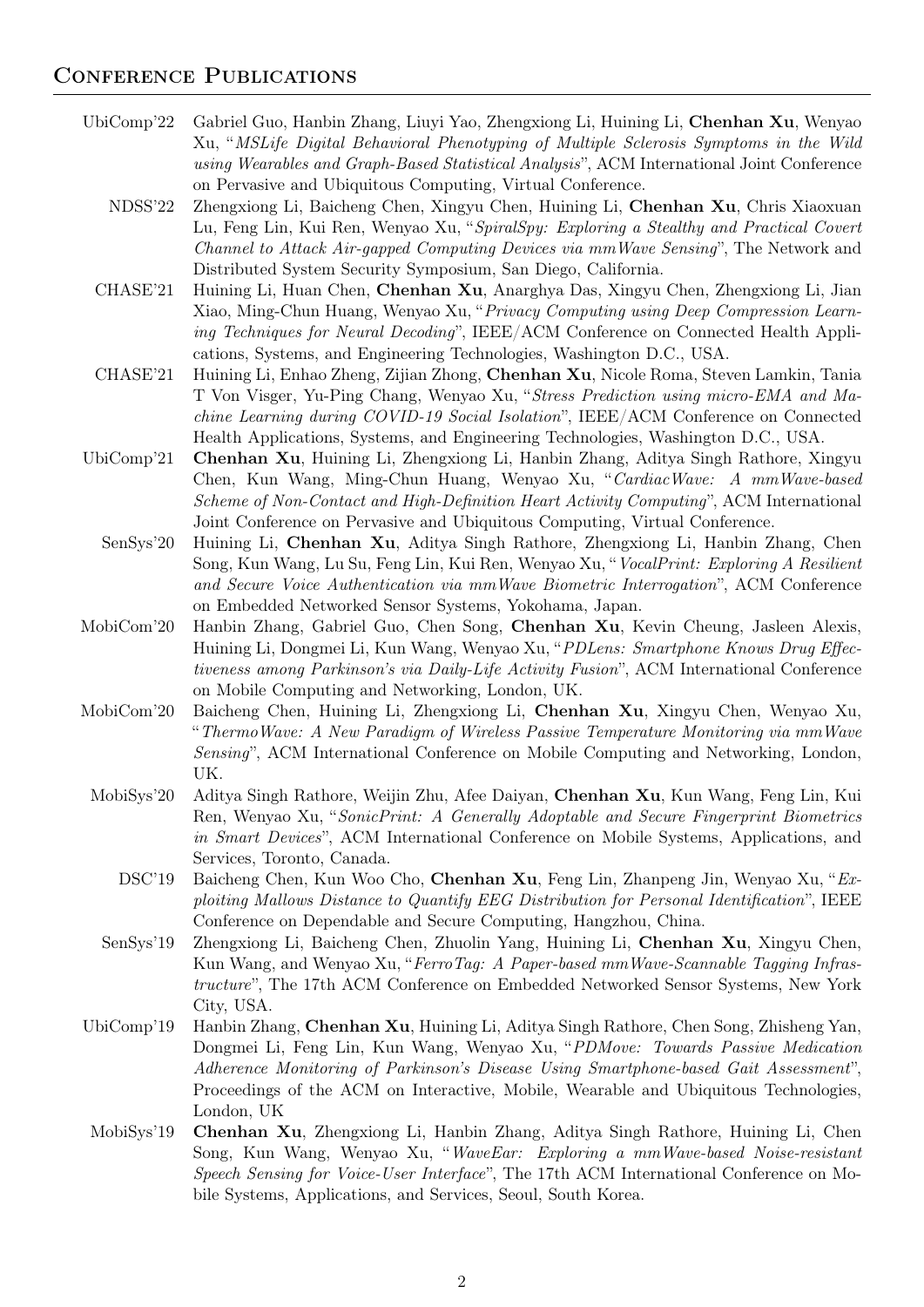## Conference Publications

- UbiComp'22 Gabriel Guo, Hanbin Zhang, Liuyi Yao, Zhengxiong Li, Huining Li, **Chenhan Xu**, Wenyao Xu, "*MSLife Digital Behavioral Phenotyping of Multiple Sclerosis Symptoms in the Wild using Wearables and Graph-Based Statistical Analysis*", ACM International Joint Conference on Pervasive and Ubiquitous Computing, Virtual Conference.
- NDSS'22 Zhengxiong Li, Baicheng Chen, Xingyu Chen, Huining Li, **Chenhan Xu**, Chris Xiaoxuan Lu, Feng Lin, Kui Ren, Wenyao Xu, "*SpiralSpy: Exploring a Stealthy and Practical Covert Channel to Attack Air-gapped Computing Devices via mmWave Sensing*", The Network and Distributed System Security Symposium, San Diego, California.
- CHASE'21 Huining Li, Huan Chen, **Chenhan Xu**, Anarghya Das, Xingyu Chen, Zhengxiong Li, Jian Xiao, Ming-Chun Huang, Wenyao Xu, "*Privacy Computing using Deep Compression Learning Techniques for Neural Decoding*", IEEE/ACM Conference on Connected Health Applications, Systems, and Engineering Technologies, Washington D.C., USA.
- CHASE'21 Huining Li, Enhao Zheng, Zijian Zhong, **Chenhan Xu**, Nicole Roma, Steven Lamkin, Tania T Von Visger, Yu-Ping Chang, Wenyao Xu, "*Stress Prediction using micro-EMA and Machine Learning during COVID-19 Social Isolation*", IEEE/ACM Conference on Connected Health Applications, Systems, and Engineering Technologies, Washington D.C., USA.
- UbiComp'21 **Chenhan Xu**, Huining Li, Zhengxiong Li, Hanbin Zhang, Aditya Singh Rathore, Xingyu Chen, Kun Wang, Ming-Chun Huang, Wenyao Xu, "*CardiacWave: A mmWave-based Scheme of Non-Contact and High-Definition Heart Activity Computing*", ACM International Joint Conference on Pervasive and Ubiquitous Computing, Virtual Conference.
- SenSys'20 Huining Li, **Chenhan Xu**, Aditya Singh Rathore, Zhengxiong Li, Hanbin Zhang, Chen Song, Kun Wang, Lu Su, Feng Lin, Kui Ren, Wenyao Xu, "*VocalPrint: Exploring A Resilient and Secure Voice Authentication via mmWave Biometric Interrogation*", ACM Conference on Embedded Networked Sensor Systems, Yokohama, Japan.
- MobiCom'20 Hanbin Zhang, Gabriel Guo, Chen Song, **Chenhan Xu**, Kevin Cheung, Jasleen Alexis, Huining Li, Dongmei Li, Kun Wang, Wenyao Xu, "*PDLens: Smartphone Knows Drug Effectiveness among Parkinson's via Daily-Life Activity Fusion*", ACM International Conference on Mobile Computing and Networking, London, UK.
- MobiCom'20 Baicheng Chen, Huining Li, Zhengxiong Li, **Chenhan Xu**, Xingyu Chen, Wenyao Xu, "*ThermoWave: A New Paradigm of Wireless Passive Temperature Monitoring via mmWave Sensing*", ACM International Conference on Mobile Computing and Networking, London, UK.
- MobiSys'20 Aditya Singh Rathore, Weijin Zhu, Afee Daiyan, **Chenhan Xu**, Kun Wang, Feng Lin, Kui Ren, Wenyao Xu, "*SonicPrint: A Generally Adoptable and Secure Fingerprint Biometrics in Smart Devices*", ACM International Conference on Mobile Systems, Applications, and Services, Toronto, Canada.
- DSC'19 Baicheng Chen, Kun Woo Cho, **Chenhan Xu**, Feng Lin, Zhanpeng Jin, Wenyao Xu, "*Exploiting Mallows Distance to Quantify EEG Distribution for Personal Identification*", IEEE Conference on Dependable and Secure Computing, Hangzhou, China.
- SenSys'19 Zhengxiong Li, Baicheng Chen, Zhuolin Yang, Huining Li, **Chenhan Xu**, Xingyu Chen, Kun Wang, and Wenyao Xu, "*FerroTag: A Paper-based mmWave-Scannable Tagging Infrastructure*", The 17th ACM Conference on Embedded Networked Sensor Systems, New York City, USA.
- UbiComp'19 Hanbin Zhang, **Chenhan Xu**, Huining Li, Aditya Singh Rathore, Chen Song, Zhisheng Yan, Dongmei Li, Feng Lin, Kun Wang, Wenyao Xu, "*PDMove: Towards Passive Medication Adherence Monitoring of Parkinson's Disease Using Smartphone-based Gait Assessment*", Proceedings of the ACM on Interactive, Mobile, Wearable and Ubiquitous Technologies, London, UK
- MobiSys'19 **Chenhan Xu**, Zhengxiong Li, Hanbin Zhang, Aditya Singh Rathore, Huining Li, Chen Song, Kun Wang, Wenyao Xu, "*WaveEar: Exploring a mmWave-based Noise-resistant Speech Sensing for Voice-User Interface*", The 17th ACM International Conference on Mobile Systems, Applications, and Services, Seoul, South Korea.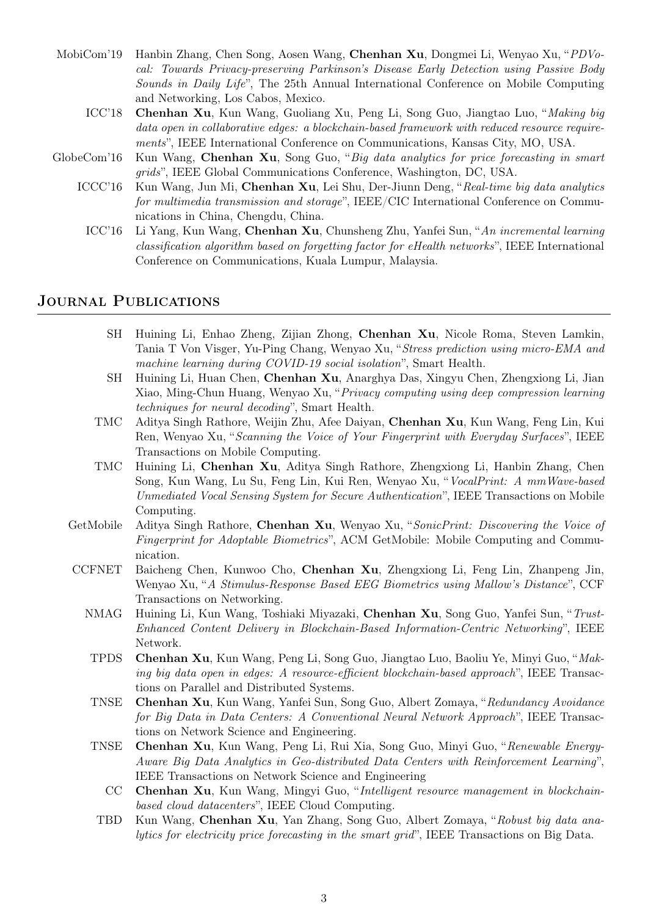- **MobiCom'19** Hanbin Zhang, Chen Song, Aosen Wang, **Chenhan Xu**, Dongmei Li, Wenyao Xu, "*PDVocal: Towards Privacy-preserving Parkinson's Disease Early Detection using Passive Body Sounds in Daily Life*", The 25th Annual International Conference on Mobile Computing and Networking, Los Cabos, Mexico.
- **ICC'18** **Chenhan Xu**, Kun Wang, Guoliang Xu, Peng Li, Song Guo, Jiangtao Luo, "*Making big data open in collaborative edges: a blockchain-based framework with reduced resource requirements*", IEEE International Conference on Communications, Kansas City, MO, USA.
- **GlobeCom'16** Kun Wang, **Chenhan Xu**, Song Guo, "*Big data analytics for price forecasting in smart grids*", IEEE Global Communications Conference, Washington, DC, USA.
- **ICCC'16** Kun Wang, Jun Mi, **Chenhan Xu**, Lei Shu, Der-Jiunn Deng, "*Real-time big data analytics for multimedia transmission and storage*", IEEE/CIC International Conference on Communications in China, Chengdu, China.
- **ICC'16** Li Yang, Kun Wang, **Chenhan Xu**, Chunsheng Zhu, Yanfei Sun, "*An incremental learning classification algorithm based on forgetting factor for eHealth networks*", IEEE International Conference on Communications, Kuala Lumpur, Malaysia.

## Journal Publications

- **SH** Huining Li, Enhao Zheng, Zijian Zhong, **Chenhan Xu**, Nicole Roma, Steven Lamkin, Tania T Von Visger, Yu-Ping Chang, Wenyao Xu, "*Stress prediction using micro-EMA and machine learning during COVID-19 social isolation*", Smart Health.
- **SH** Huining Li, Huan Chen, **Chenhan Xu**, Anarghya Das, Xingyu Chen, Zhengxiong Li, Jian Xiao, Ming-Chun Huang, Wenyao Xu, "*Privacy computing using deep compression learning techniques for neural decoding*", Smart Health.
- **TMC** Aditya Singh Rathore, Weijin Zhu, Afee Daiyan, **Chenhan Xu**, Kun Wang, Feng Lin, Kui Ren, Wenyao Xu, "*Scanning the Voice of Your Fingerprint with Everyday Surfaces*", IEEE Transactions on Mobile Computing.
- **TMC** Huining Li, **Chenhan Xu**, Aditya Singh Rathore, Zhengxiong Li, Hanbin Zhang, Chen Song, Kun Wang, Lu Su, Feng Lin, Kui Ren, Wenyao Xu, "*VocalPrint: A mmWave-based Unmediated Vocal Sensing System for Secure Authentication*", IEEE Transactions on Mobile Computing.
- **GetMobile** Aditya Singh Rathore, **Chenhan Xu**, Wenyao Xu, "*SonicPrint: Discovering the Voice of Fingerprint for Adoptable Biometrics*", ACM GetMobile: Mobile Computing and Communication.
- **CCFNET** Baicheng Chen, Kunwoo Cho, **Chenhan Xu**, Zhengxiong Li, Feng Lin, Zhanpeng Jin, Wenyao Xu, "*A Stimulus-Response Based EEG Biometrics using Mallow's Distance*", CCF Transactions on Networking.
- **NMAG** Huining Li, Kun Wang, Toshiaki Miyazaki, **Chenhan Xu**, Song Guo, Yanfei Sun, "*Trust-Enhanced Content Delivery in Blockchain-Based Information-Centric Networking*", IEEE Network.
- **TPDS** **Chenhan Xu**, Kun Wang, Peng Li, Song Guo, Jiangtao Luo, Baoliu Ye, Minyi Guo, "*Making big data open in edges: A resource-efficient blockchain-based approach*", IEEE Transactions on Parallel and Distributed Systems.
- **TNSE** **Chenhan Xu**, Kun Wang, Yanfei Sun, Song Guo, Albert Zomaya, "*Redundancy Avoidance for Big Data in Data Centers: A Conventional Neural Network Approach*", IEEE Transactions on Network Science and Engineering.
- **TNSE** **Chenhan Xu**, Kun Wang, Peng Li, Rui Xia, Song Guo, Minyi Guo, "*Renewable Energy-Aware Big Data Analytics in Geo-distributed Data Centers with Reinforcement Learning*", IEEE Transactions on Network Science and Engineering
- **CC** **Chenhan Xu**, Kun Wang, Mingyi Guo, "*Intelligent resource management in blockchain-based cloud datacenters*", IEEE Cloud Computing.
- **TBD** Kun Wang, **Chenhan Xu**, Yan Zhang, Song Guo, Albert Zomaya, "*Robust big data analytics for electricity price forecasting in the smart grid*", IEEE Transactions on Big Data.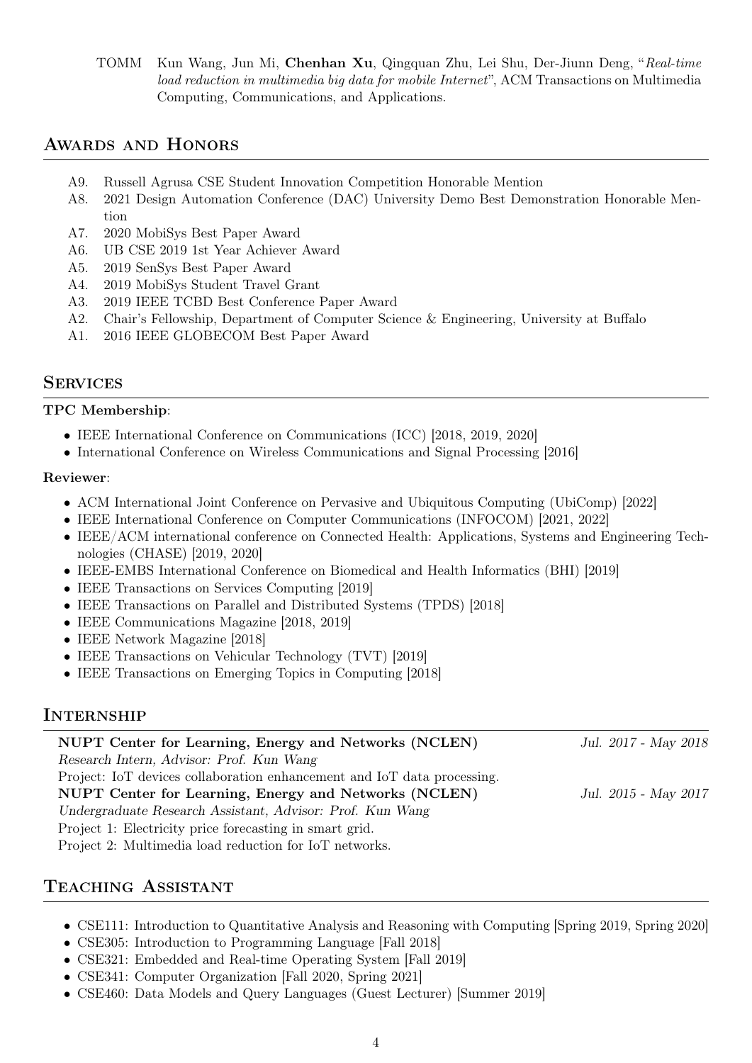TOMM Kun Wang, Jun Mi, **Chenhan Xu**, Qingquan Zhu, Lei Shu, Der-Jiunn Deng, "*Real-time load reduction in multimedia big data for mobile Internet*", ACM Transactions on Multimedia Computing, Communications, and Applications.

## Awards and Honors

- A9. Russell Agrusa CSE Student Innovation Competition Honorable Mention
- A8. 2021 Design Automation Conference (DAC) University Demo Best Demonstration Honorable Mention
- A7. 2020 MobiSys Best Paper Award
- A6. UB CSE 2019 1st Year Achiever Award
- A5. 2019 SenSys Best Paper Award
- A4. 2019 MobiSys Student Travel Grant
- A3. 2019 IEEE TCBD Best Conference Paper Award
- A2. Chair's Fellowship, Department of Computer Science & Engineering, University at Buffalo
- A1. 2016 IEEE GLOBECOM Best Paper Award

## Services

**TPC Membership**:

- IEEE International Conference on Communications (ICC) [2018, 2019, 2020]
- International Conference on Wireless Communications and Signal Processing [2016]

**Reviewer**:

- ACM International Joint Conference on Pervasive and Ubiquitous Computing (UbiComp) [2022]
- IEEE International Conference on Computer Communications (INFOCOM) [2021, 2022]
- IEEE/ACM international conference on Connected Health: Applications, Systems and Engineering Technologies (CHASE) [2019, 2020]
- IEEE-EMBS International Conference on Biomedical and Health Informatics (BHI) [2019]
- IEEE Transactions on Services Computing [2019]
- IEEE Transactions on Parallel and Distributed Systems (TPDS) [2018]
- IEEE Communications Magazine [2018, 2019]
- IEEE Network Magazine [2018]
- IEEE Transactions on Vehicular Technology (TVT) [2019]
- IEEE Transactions on Emerging Topics in Computing [2018]

## Internship

**NUPT Center for Learning, Energy and Networks (NCLEN)** *Jul. 2017 - May 2018*
*Research Intern, Advisor: Prof. Kun Wang*
Project: IoT devices collaboration enhancement and IoT data processing.

**NUPT Center for Learning, Energy and Networks (NCLEN)** *Jul. 2015 - May 2017*
*Undergraduate Research Assistant, Advisor: Prof. Kun Wang*
Project 1: Electricity price forecasting in smart grid.
Project 2: Multimedia load reduction for IoT networks.

## Teaching Assistant

- CSE111: Introduction to Quantitative Analysis and Reasoning with Computing [Spring 2019, Spring 2020]
- CSE305: Introduction to Programming Language [Fall 2018]
- CSE321: Embedded and Real-time Operating System [Fall 2019]
- CSE341: Computer Organization [Fall 2020, Spring 2021]
- CSE460: Data Models and Query Languages (Guest Lecturer) [Summer 2019]